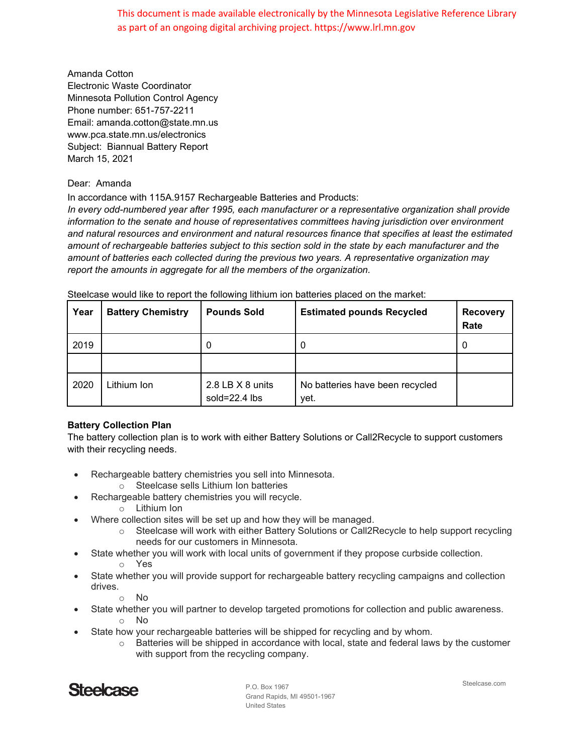This document is made available electronically by the Minnesota Legislative Reference Library as part of an ongoing digital archiving project. https://www.lrl.mn.gov

Amanda Cotton
Electronic Waste Coordinator
Minnesota Pollution Control Agency
Phone number: 651-757-2211
Email: amanda.cotton@state.mn.us
www.pca.state.mn.us/electronics
Subject: Biannual Battery Report
March 15, 2021

Dear: Amanda

In accordance with 115A.9157 Rechargeable Batteries and Products:
*In every odd-numbered year after 1995, each manufacturer or a representative organization shall provide information to the senate and house of representatives committees having jurisdiction over environment and natural resources and environment and natural resources finance that specifies at least the estimated amount of rechargeable batteries subject to this section sold in the state by each manufacturer and the amount of batteries each collected during the previous two years. A representative organization may report the amounts in aggregate for all the members of the organization.*

Steelcase would like to report the following lithium ion batteries placed on the market:

| Year | Battery Chemistry | Pounds Sold | Estimated pounds Recycled | Recovery Rate |
|---|---|---|---|---|
| 2019 | | 0 | 0 | 0 |
| | | | | |
| 2020 | Lithium Ion | 2.8 LB X 8 units sold=22.4 lbs | No batteries have been recycled yet. | |

**Battery Collection Plan**
The battery collection plan is to work with either Battery Solutions or Call2Recycle to support customers with their recycling needs.

- Rechargeable battery chemistries you sell into Minnesota.
  - Steelcase sells Lithium Ion batteries
- Rechargeable battery chemistries you will recycle.
  - Lithium Ion
- Where collection sites will be set up and how they will be managed.
  - Steelcase will work with either Battery Solutions or Call2Recycle to help support recycling needs for our customers in Minnesota.
- State whether you will work with local units of government if they propose curbside collection.
  - Yes
- State whether you will provide support for rechargeable battery recycling campaigns and collection drives.
  - No
- State whether you will partner to develop targeted promotions for collection and public awareness.
  - No
- State how your rechargeable batteries will be shipped for recycling and by whom.
  - Batteries will be shipped in accordance with local, state and federal laws by the customer with support from the recycling company.

Steelcase

P.O. Box 1967
Grand Rapids, MI 49501-1967
United States

Steelcase.com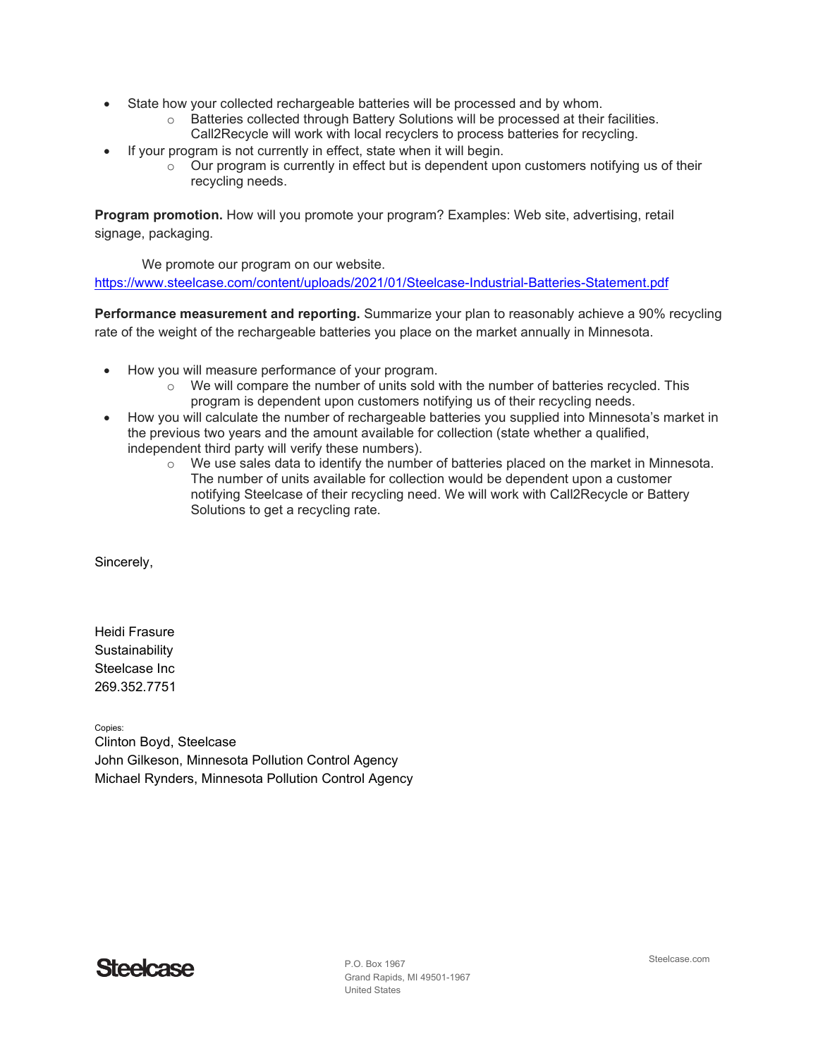- State how your collected rechargeable batteries will be processed and by whom.
  - Batteries collected through Battery Solutions will be processed at their facilities. Call2Recycle will work with local recyclers to process batteries for recycling.
- If your program is not currently in effect, state when it will begin.
  - Our program is currently in effect but is dependent upon customers notifying us of their recycling needs.

**Program promotion.** How will you promote your program? Examples: Web site, advertising, retail signage, packaging.

We promote our program on our website.
https://www.steelcase.com/content/uploads/2021/01/Steelcase-Industrial-Batteries-Statement.pdf

**Performance measurement and reporting.** Summarize your plan to reasonably achieve a 90% recycling rate of the weight of the rechargeable batteries you place on the market annually in Minnesota.

- How you will measure performance of your program.
  - We will compare the number of units sold with the number of batteries recycled. This program is dependent upon customers notifying us of their recycling needs.
- How you will calculate the number of rechargeable batteries you supplied into Minnesota's market in the previous two years and the amount available for collection (state whether a qualified, independent third party will verify these numbers).
  - We use sales data to identify the number of batteries placed on the market in Minnesota. The number of units available for collection would be dependent upon a customer notifying Steelcase of their recycling need. We will work with Call2Recycle or Battery Solutions to get a recycling rate.

Sincerely,

Heidi Frasure
Sustainability
Steelcase Inc
269.352.7751

Copies:
Clinton Boyd, Steelcase
John Gilkeson, Minnesota Pollution Control Agency
Michael Rynders, Minnesota Pollution Control Agency

Steelcase

P.O. Box 1967
Grand Rapids, MI 49501-1967
United States

Steelcase.com